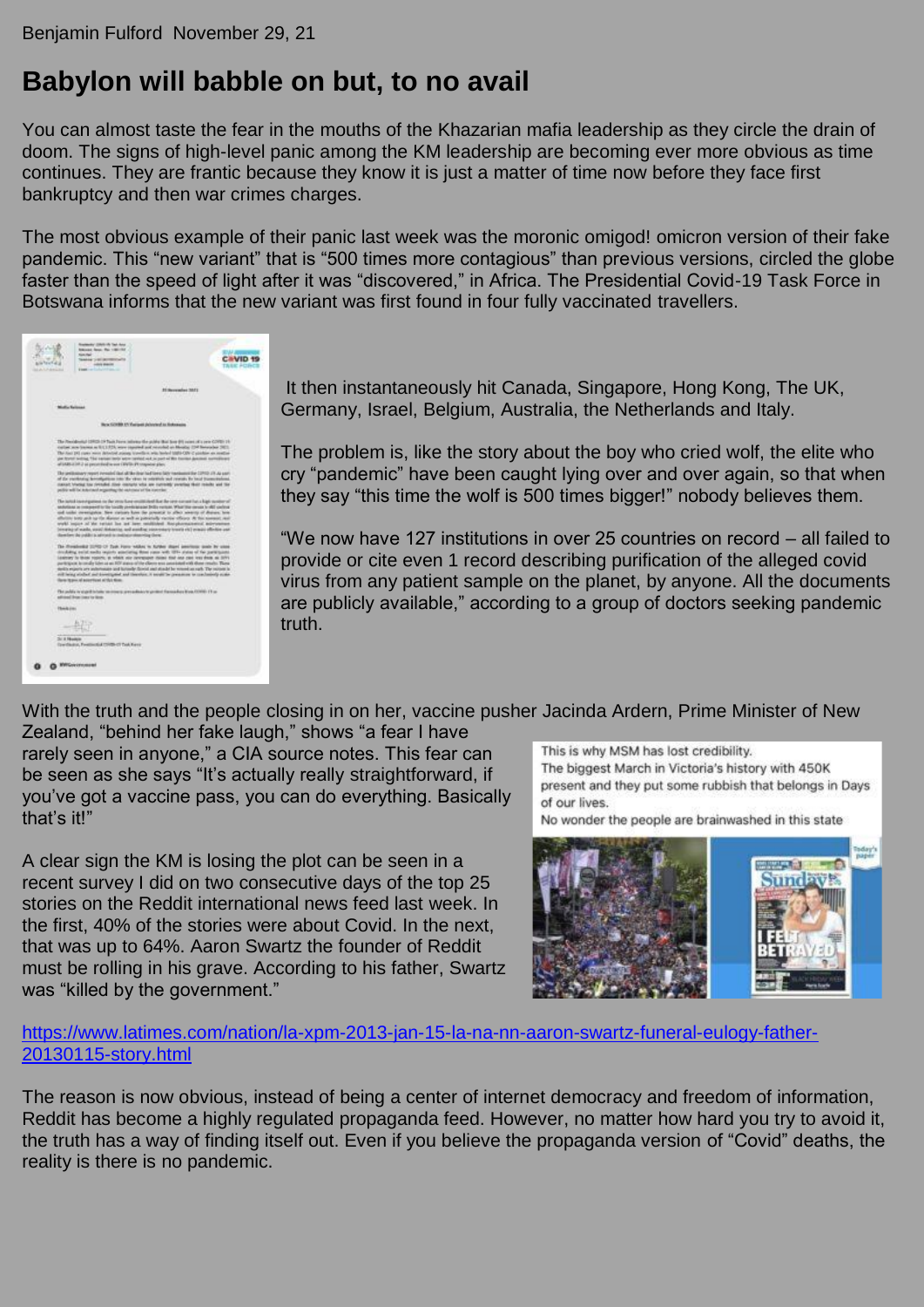Benjamin Fulford November 29, 21

# Babylon will babble on but, to no avail

You can almost taste the fear in the mouths of the Khazarian mafia leadership as they circle the drain of doom. The signs of high-level panic among the KM leadership are becoming ever more obvious as time continues. They are frantic because they know it is just a matter of time now before they face first bankruptcy and then war crimes charges.

The most obvious example of their panic last week was the moronic omigod! omicron version of their fake pandemic. This "new variant" that is "500 times more contagious" than previous versions, circled the globe faster than the speed of light after it was "discovered," in Africa. The Presidential Covid-19 Task Force in Botswana informs that the new variant was first found in four fully vaccinated travellers.

It then instantaneously hit Canada, Singapore, Hong Kong, The UK, Germany, Israel, Belgium, Australia, the Netherlands and Italy.

The problem is, like the story about the boy who cried wolf, the elite who cry "pandemic" have been caught lying over and over again, so that when they say "this time the wolf is 500 times bigger!" nobody believes them.

"We now have 127 institutions in over 25 countries on record – all failed to provide or cite even 1 record describing purification of the alleged covid virus from any patient sample on the planet, by anyone. All the documents are publicly available," according to a group of doctors seeking pandemic truth.

With the truth and the people closing in on her, vaccine pusher Jacinda Ardern, Prime Minister of New Zealand, "behind her fake laugh," shows "a fear I have rarely seen in anyone," a CIA source notes. This fear can be seen as she says "It's actually really straightforward, if you've got a vaccine pass, you can do everything. Basically that's it!"

This is why MSM has lost credibility.
The biggest March in Victoria's history with 450K present and they put some rubbish that belongs in Days of our lives.
No wonder the people are brainwashed in this state

A clear sign the KM is losing the plot can be seen in a recent survey I did on two consecutive days of the top 25 stories on the Reddit international news feed last week. In the first, 40% of the stories were about Covid. In the next, that was up to 64%. Aaron Swartz the founder of Reddit must be rolling in his grave. According to his father, Swartz was "killed by the government."

https://www.latimes.com/nation/la-xpm-2013-jan-15-la-na-nn-aaron-swartz-funeral-eulogy-father-20130115-story.html

The reason is now obvious, instead of being a center of internet democracy and freedom of information, Reddit has become a highly regulated propaganda feed. However, no matter how hard you try to avoid it, the truth has a way of finding itself out. Even if you believe the propaganda version of "Covid" deaths, the reality is there is no pandemic.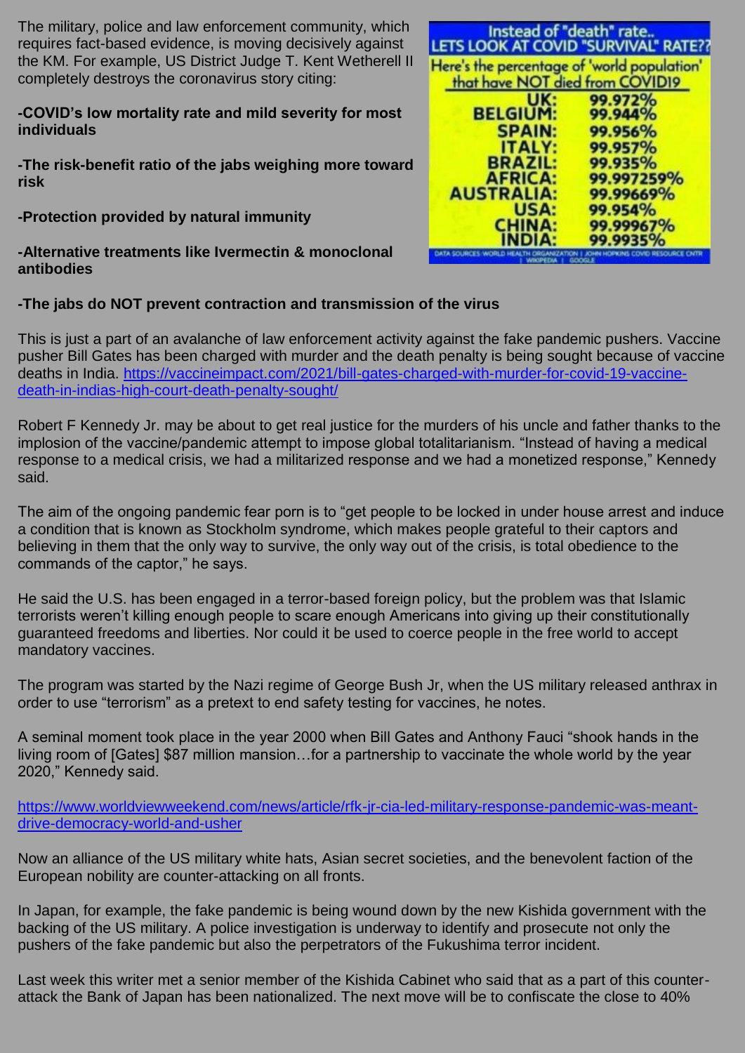The military, police and law enforcement community, which requires fact-based evidence, is moving decisively against the KM. For example, US District Judge T. Kent Wetherell II completely destroys the coronavirus story citing:

**-COVID's low mortality rate and mild severity for most individuals**

**-The risk-benefit ratio of the jabs weighing more toward risk**

**-Protection provided by natural immunity**

**-Alternative treatments like Ivermectin & monoclonal antibodies**

**-The jabs do NOT prevent contraction and transmission of the virus**

Instead of "death" rate..
LETS LOOK AT COVID "SURVIVAL" RATE??

Here's the percentage of 'world population' that have NOT died from COVID19

| | |
|---|---|
| UK: | 99.972% |
| BELGIUM: | 99.944% |
| SPAIN: | 99.956% |
| ITALY: | 99.957% |
| BRAZIL: | 99.935% |
| AFRICA: | 99.997259% |
| AUSTRALIA: | 99.99669% |
| USA: | 99.954% |
| CHINA: | 99.99967% |
| INDIA: | 99.9935% |

DATA SOURCES: WORLD HEALTH ORGANIZATION | JOHN HOPKINS COVID RESOURCE CNTR | WIKIPEDIA | GOOGLE

This is just a part of an avalanche of law enforcement activity against the fake pandemic pushers. Vaccine pusher Bill Gates has been charged with murder and the death penalty is being sought because of vaccine deaths in India. https://vaccineimpact.com/2021/bill-gates-charged-with-murder-for-covid-19-vaccine-death-in-indias-high-court-death-penalty-sought/

Robert F Kennedy Jr. may be about to get real justice for the murders of his uncle and father thanks to the implosion of the vaccine/pandemic attempt to impose global totalitarianism. "Instead of having a medical response to a medical crisis, we had a militarized response and we had a monetized response," Kennedy said.

The aim of the ongoing pandemic fear porn is to "get people to be locked in under house arrest and induce a condition that is known as Stockholm syndrome, which makes people grateful to their captors and believing in them that the only way to survive, the only way out of the crisis, is total obedience to the commands of the captor," he says.

He said the U.S. has been engaged in a terror-based foreign policy, but the problem was that Islamic terrorists weren't killing enough people to scare enough Americans into giving up their constitutionally guaranteed freedoms and liberties. Nor could it be used to coerce people in the free world to accept mandatory vaccines.

The program was started by the Nazi regime of George Bush Jr, when the US military released anthrax in order to use "terrorism" as a pretext to end safety testing for vaccines, he notes.

A seminal moment took place in the year 2000 when Bill Gates and Anthony Fauci "shook hands in the living room of [Gates] $87 million mansion…for a partnership to vaccinate the whole world by the year 2020," Kennedy said.

https://www.worldviewweekend.com/news/article/rfk-jr-cia-led-military-response-pandemic-was-meant-drive-democracy-world-and-usher

Now an alliance of the US military white hats, Asian secret societies, and the benevolent faction of the European nobility are counter-attacking on all fronts.

In Japan, for example, the fake pandemic is being wound down by the new Kishida government with the backing of the US military. A police investigation is underway to identify and prosecute not only the pushers of the fake pandemic but also the perpetrators of the Fukushima terror incident.

Last week this writer met a senior member of the Kishida Cabinet who said that as a part of this counter-attack the Bank of Japan has been nationalized. The next move will be to confiscate the close to 40%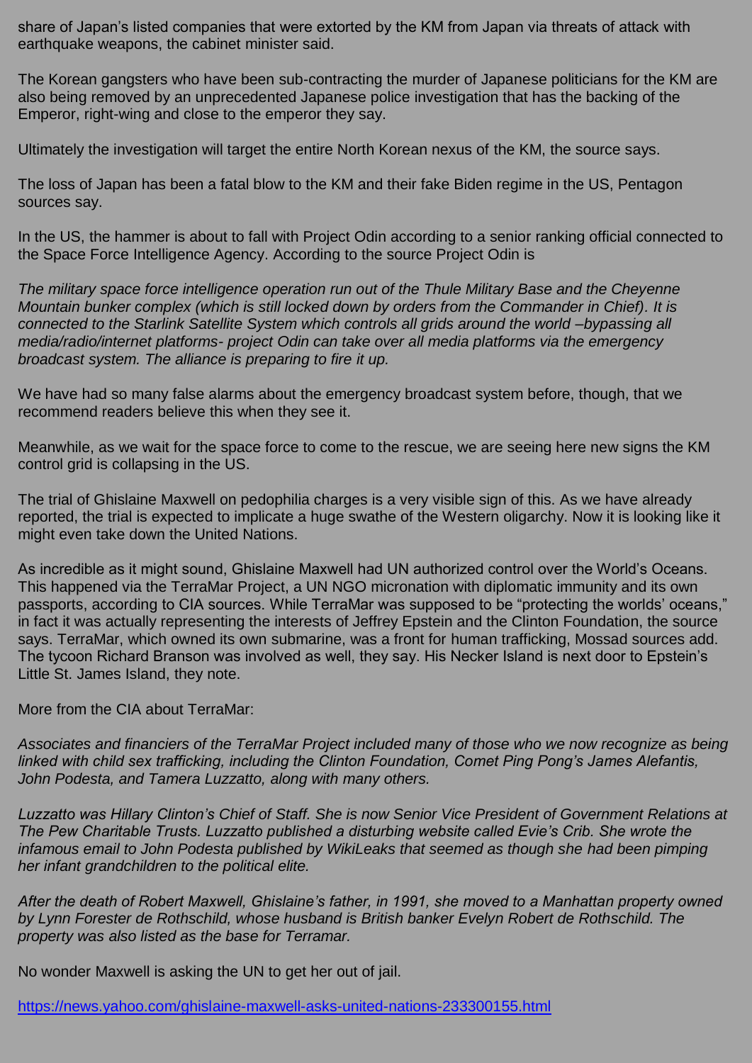share of Japan's listed companies that were extorted by the KM from Japan via threats of attack with earthquake weapons, the cabinet minister said.

The Korean gangsters who have been sub-contracting the murder of Japanese politicians for the KM are also being removed by an unprecedented Japanese police investigation that has the backing of the Emperor, right-wing and close to the emperor they say.

Ultimately the investigation will target the entire North Korean nexus of the KM, the source says.

The loss of Japan has been a fatal blow to the KM and their fake Biden regime in the US, Pentagon sources say.

In the US, the hammer is about to fall with Project Odin according to a senior ranking official connected to the Space Force Intelligence Agency. According to the source Project Odin is

*The military space force intelligence operation run out of the Thule Military Base and the Cheyenne Mountain bunker complex (which is still locked down by orders from the Commander in Chief). It is connected to the Starlink Satellite System which controls all grids around the world –bypassing all media/radio/internet platforms- project Odin can take over all media platforms via the emergency broadcast system. The alliance is preparing to fire it up.*

We have had so many false alarms about the emergency broadcast system before, though, that we recommend readers believe this when they see it.

Meanwhile, as we wait for the space force to come to the rescue, we are seeing here new signs the KM control grid is collapsing in the US.

The trial of Ghislaine Maxwell on pedophilia charges is a very visible sign of this. As we have already reported, the trial is expected to implicate a huge swathe of the Western oligarchy. Now it is looking like it might even take down the United Nations.

As incredible as it might sound, Ghislaine Maxwell had UN authorized control over the World's Oceans. This happened via the TerraMar Project, a UN NGO micronation with diplomatic immunity and its own passports, according to CIA sources. While TerraMar was supposed to be "protecting the worlds' oceans," in fact it was actually representing the interests of Jeffrey Epstein and the Clinton Foundation, the source says. TerraMar, which owned its own submarine, was a front for human trafficking, Mossad sources add. The tycoon Richard Branson was involved as well, they say. His Necker Island is next door to Epstein's Little St. James Island, they note.

More from the CIA about TerraMar:

*Associates and financiers of the TerraMar Project included many of those who we now recognize as being linked with child sex trafficking, including the Clinton Foundation, Comet Ping Pong's James Alefantis, John Podesta, and Tamera Luzzatto, along with many others.*

*Luzzatto was Hillary Clinton's Chief of Staff. She is now Senior Vice President of Government Relations at The Pew Charitable Trusts. Luzzatto published a disturbing website called Evie's Crib. She wrote the infamous email to John Podesta published by WikiLeaks that seemed as though she had been pimping her infant grandchildren to the political elite.*

*After the death of Robert Maxwell, Ghislaine's father, in 1991, she moved to a Manhattan property owned by Lynn Forester de Rothschild, whose husband is British banker Evelyn Robert de Rothschild. The property was also listed as the base for Terramar.*

No wonder Maxwell is asking the UN to get her out of jail.

https://news.yahoo.com/ghislaine-maxwell-asks-united-nations-233300155.html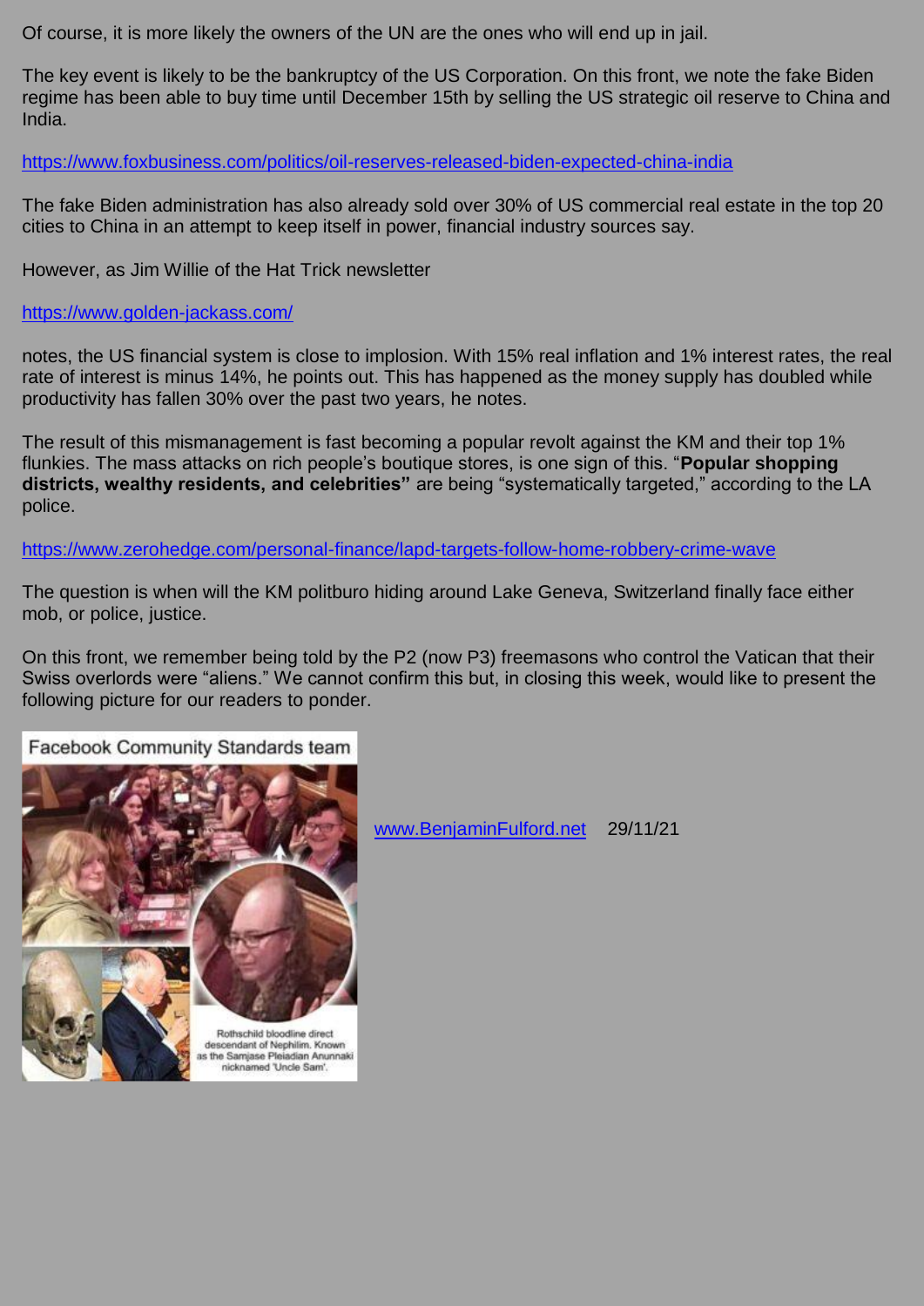Of course, it is more likely the owners of the UN are the ones who will end up in jail.

The key event is likely to be the bankruptcy of the US Corporation. On this front, we note the fake Biden regime has been able to buy time until December 15th by selling the US strategic oil reserve to China and India.

https://www.foxbusiness.com/politics/oil-reserves-released-biden-expected-china-india

The fake Biden administration has also already sold over 30% of US commercial real estate in the top 20 cities to China in an attempt to keep itself in power, financial industry sources say.

However, as Jim Willie of the Hat Trick newsletter

https://www.golden-jackass.com/

notes, the US financial system is close to implosion. With 15% real inflation and 1% interest rates, the real rate of interest is minus 14%, he points out. This has happened as the money supply has doubled while productivity has fallen 30% over the past two years, he notes.

The result of this mismanagement is fast becoming a popular revolt against the KM and their top 1% flunkies. The mass attacks on rich people's boutique stores, is one sign of this. "**Popular shopping districts, wealthy residents, and celebrities"** are being "systematically targeted," according to the LA police.

https://www.zerohedge.com/personal-finance/lapd-targets-follow-home-robbery-crime-wave

The question is when will the KM politburo hiding around Lake Geneva, Switzerland finally face either mob, or police, justice.

On this front, we remember being told by the P2 (now P3) freemasons who control the Vatican that their Swiss overlords were "aliens." We cannot confirm this but, in closing this week, would like to present the following picture for our readers to ponder.

Facebook Community Standards team

Rothschild bloodline direct descendant of Nephilim. Known as the Samjase Pleiadian Anunnaki nicknamed 'Uncle Sam'.

www.BenjaminFulford.net 29/11/21